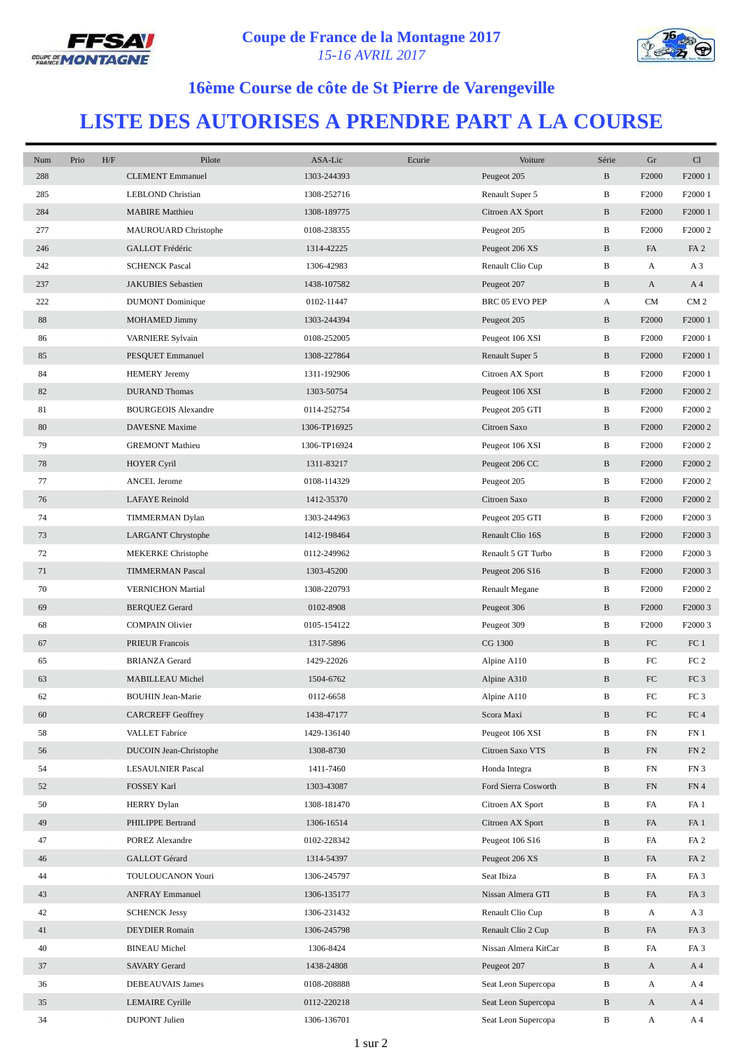# Coupe de France de la Montagne 2017

*15-16 AVRIL 2017*

## 16ème Course de côte de St Pierre de Varengeville

# LISTE DES AUTORISES A PRENDRE PART A LA COURSE

| Num | Prio | H/F | Pilote | ASA-Lic | Ecurie | Voiture | Série | Gr | Cl |
|---|---|---|---|---|---|---|---|---|---|
| 288 | | | CLEMENT Emmanuel | 1303-244393 | | Peugeot 205 | B | F2000 | F2000 1 |
| 285 | | | LEBLOND Christian | 1308-252716 | | Renault Super 5 | B | F2000 | F2000 1 |
| 284 | | | MABIRE Matthieu | 1308-189775 | | Citroen AX Sport | B | F2000 | F2000 1 |
| 277 | | | MAUROUARD Christophe | 0108-238355 | | Peugeot 205 | B | F2000 | F2000 2 |
| 246 | | | GALLOT Frédéric | 1314-42225 | | Peugeot 206 XS | B | FA | FA 2 |
| 242 | | | SCHENCK Pascal | 1306-42983 | | Renault Clio Cup | B | A | A 3 |
| 237 | | | JAKUBIES Sebastien | 1438-107582 | | Peugeot 207 | B | A | A 4 |
| 222 | | | DUMONT Dominique | 0102-11447 | | BRC 05 EVO PEP | A | CM | CM 2 |
| 88 | | | MOHAMED Jimmy | 1303-244394 | | Peugeot 205 | B | F2000 | F2000 1 |
| 86 | | | VARNIERE Sylvain | 0108-252005 | | Peugeot 106 XSI | B | F2000 | F2000 1 |
| 85 | | | PESQUET Emmanuel | 1308-227864 | | Renault Super 5 | B | F2000 | F2000 1 |
| 84 | | | HEMERY Jeremy | 1311-192906 | | Citroen AX Sport | B | F2000 | F2000 1 |
| 82 | | | DURAND Thomas | 1303-50754 | | Peugeot 106 XSI | B | F2000 | F2000 2 |
| 81 | | | BOURGEOIS Alexandre | 0114-252754 | | Peugeot 205 GTI | B | F2000 | F2000 2 |
| 80 | | | DAVESNE Maxime | 1306-TP16925 | | Citroen Saxo | B | F2000 | F2000 2 |
| 79 | | | GREMONT Mathieu | 1306-TP16924 | | Peugeot 106 XSI | B | F2000 | F2000 2 |
| 78 | | | HOYER Cyril | 1311-83217 | | Peugeot 206 CC | B | F2000 | F2000 2 |
| 77 | | | ANCEL Jerome | 0108-114329 | | Peugeot 205 | B | F2000 | F2000 2 |
| 76 | | | LAFAYE Reinold | 1412-35370 | | Citroen Saxo | B | F2000 | F2000 2 |
| 74 | | | TIMMERMAN Dylan | 1303-244963 | | Peugeot 205 GTI | B | F2000 | F2000 3 |
| 73 | | | LARGANT Chrystophe | 1412-198464 | | Renault Clio 16S | B | F2000 | F2000 3 |
| 72 | | | MEKERKE Christophe | 0112-249962 | | Renault 5 GT Turbo | B | F2000 | F2000 3 |
| 71 | | | TIMMERMAN Pascal | 1303-45200 | | Peugeot 206 S16 | B | F2000 | F2000 3 |
| 70 | | | VERNICHON Martial | 1308-220793 | | Renault Megane | B | F2000 | F2000 2 |
| 69 | | | BERQUEZ Gerard | 0102-8908 | | Peugeot 306 | B | F2000 | F2000 3 |
| 68 | | | COMPAIN Olivier | 0105-154122 | | Peugeot 309 | B | F2000 | F2000 3 |
| 67 | | | PRIEUR Francois | 1317-5896 | | CG 1300 | B | FC | FC 1 |
| 65 | | | BRIANZA Gerard | 1429-22026 | | Alpine A110 | B | FC | FC 2 |
| 63 | | | MABILLEAU Michel | 1504-6762 | | Alpine A310 | B | FC | FC 3 |
| 62 | | | BOUHIN Jean-Marie | 0112-6658 | | Alpine A110 | B | FC | FC 3 |
| 60 | | | CARCREFF Geoffrey | 1438-47177 | | Scora Maxi | B | FC | FC 4 |
| 58 | | | VALLET Fabrice | 1429-136140 | | Peugeot 106 XSI | B | FN | FN 1 |
| 56 | | | DUCOIN Jean-Christophe | 1308-8730 | | Citroen Saxo VTS | B | FN | FN 2 |
| 54 | | | LESAULNIER Pascal | 1411-7460 | | Honda Integra | B | FN | FN 3 |
| 52 | | | FOSSEY Karl | 1303-43087 | | Ford Sierra Cosworth | B | FN | FN 4 |
| 50 | | | HERRY Dylan | 1308-181470 | | Citroen AX Sport | B | FA | FA 1 |
| 49 | | | PHILIPPE Bertrand | 1306-16514 | | Citroen AX Sport | B | FA | FA 1 |
| 47 | | | POREZ Alexandre | 0102-228342 | | Peugeot 106 S16 | B | FA | FA 2 |
| 46 | | | GALLOT Gérard | 1314-54397 | | Peugeot 206 XS | B | FA | FA 2 |
| 44 | | | TOULOUCANON Youri | 1306-245797 | | Seat Ibiza | B | FA | FA 3 |
| 43 | | | ANFRAY Emmanuel | 1306-135177 | | Nissan Almera GTI | B | FA | FA 3 |
| 42 | | | SCHENCK Jessy | 1306-231432 | | Renault Clio Cup | B | A | A 3 |
| 41 | | | DEYDIER Romain | 1306-245798 | | Renault Clio 2 Cup | B | FA | FA 3 |
| 40 | | | BINEAU Michel | 1306-8424 | | Nissan Almera KitCar | B | FA | FA 3 |
| 37 | | | SAVARY Gerard | 1438-24808 | | Peugeot 207 | B | A | A 4 |
| 36 | | | DEBEAUVAIS James | 0108-208888 | | Seat Leon Supercopa | B | A | A 4 |
| 35 | | | LEMAIRE Cyrille | 0112-220218 | | Seat Leon Supercopa | B | A | A 4 |
| 34 | | | DUPONT Julien | 1306-136701 | | Seat Leon Supercopa | B | A | A 4 |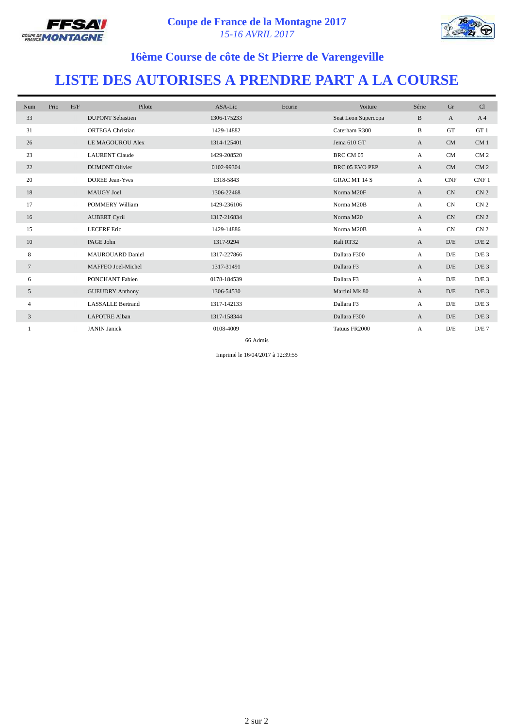# Coupe de France de la Montagne 2017

*15-16 AVRIL 2017*

## 16ème Course de côte de St Pierre de Varengeville

# LISTE DES AUTORISES A PRENDRE PART A LA COURSE

| Num | Prio | H/F | Pilote | ASA-Lic | Ecurie | Voiture | Série | Gr | Cl |
|---|---|---|---|---|---|---|---|---|---|
| 33 | | | DUPONT Sebastien | 1306-175233 | | Seat Leon Supercopa | B | A | A 4 |
| 31 | | | ORTEGA Christian | 1429-14882 | | Caterham R300 | B | GT | GT 1 |
| 26 | | | LE MAGOUROU Alex | 1314-125401 | | Jema 610 GT | A | CM | CM 1 |
| 23 | | | LAURENT Claude | 1429-208520 | | BRC CM 05 | A | CM | CM 2 |
| 22 | | | DUMONT Olivier | 0102-99304 | | BRC 05 EVO PEP | A | CM | CM 2 |
| 20 | | | DOREE Jean-Yves | 1318-5843 | | GRAC MT 14 S | A | CNF | CNF 1 |
| 18 | | | MAUGY Joel | 1306-22468 | | Norma M20F | A | CN | CN 2 |
| 17 | | | POMMERY William | 1429-236106 | | Norma M20B | A | CN | CN 2 |
| 16 | | | AUBERT Cyril | 1317-216834 | | Norma M20 | A | CN | CN 2 |
| 15 | | | LECERF Eric | 1429-14886 | | Norma M20B | A | CN | CN 2 |
| 10 | | | PAGE John | 1317-9294 | | Ralt RT32 | A | D/E | D/E 2 |
| 8 | | | MAUROUARD Daniel | 1317-227866 | | Dallara F300 | A | D/E | D/E 3 |
| 7 | | | MAFFEO Joel-Michel | 1317-31491 | | Dallara F3 | A | D/E | D/E 3 |
| 6 | | | PONCHANT Fabien | 0178-184539 | | Dallara F3 | A | D/E | D/E 3 |
| 5 | | | GUEUDRY Anthony | 1306-54530 | | Martini Mk 80 | A | D/E | D/E 3 |
| 4 | | | LASSALLE Bertrand | 1317-142133 | | Dallara F3 | A | D/E | D/E 3 |
| 3 | | | LAPOTRE Alban | 1317-158344 | | Dallara F300 | A | D/E | D/E 3 |
| 1 | | | JANIN Janick | 0108-4009 | | Tatuus FR2000 | A | D/E | D/E 7 |

66 Admis

Imprimé le 16/04/2017 à 12:39:55